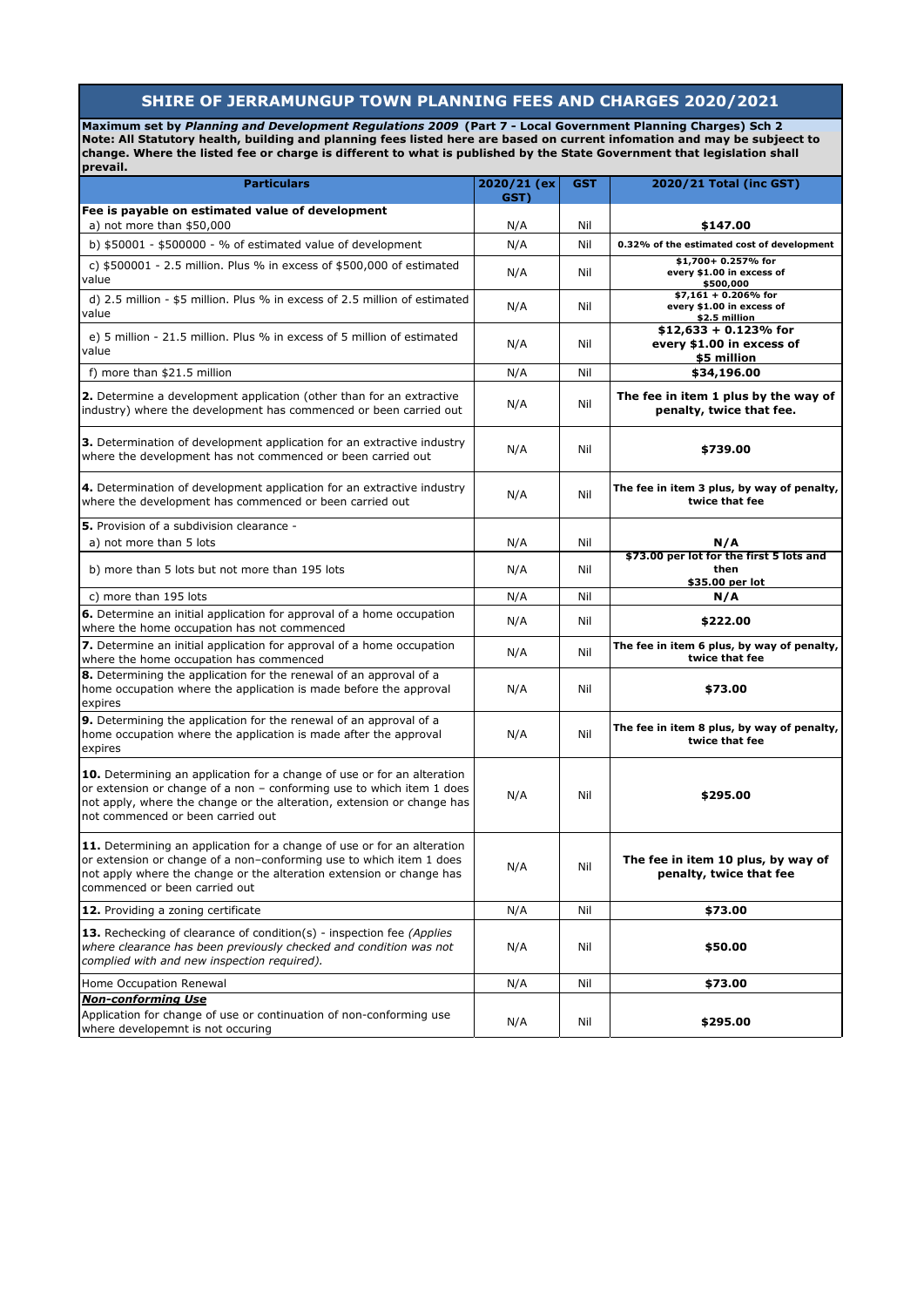# SHIRE OF JERRAMUNGUP TOWN PLANNING FEES AND CHARGES 2020/2021

**Maximum set by *Planning and Development Regulations 2009* (Part 7 - Local Government Planning Charges) Sch 2**
**Note: All Statutory health, building and planning fees listed here are based on current infomation and may be subject to change. Where the listed fee or charge is different to what is published by the State Government that legislation shall prevail.**

| Particulars | 2020/21 (ex GST) | GST | 2020/21 Total (inc GST) |
|---|---|---|---|
| **Fee is payable on estimated value of development**<br>a) not more than $50,000 | N/A | Nil | **$147.00** |
| b) $50001 - $500000 - % of estimated value of development | N/A | Nil | **0.32% of the estimated cost of development** |
| c) $500001 - 2.5 million. Plus % in excess of $500,000 of estimated value | N/A | Nil | **$1,700+ 0.257% for every $1.00 in excess of $500,000** |
| d) 2.5 million - $5 million. Plus % in excess of 2.5 million of estimated value | N/A | Nil | **$7,161 + 0.206% for every $1.00 in excess of $2.5 million** |
| e) 5 million - 21.5 million. Plus % in excess of 5 million of estimated value | N/A | Nil | **$12,633 + 0.123% for every $1.00 in excess of $5 million** |
| f) more than $21.5 million | N/A | Nil | **$34,196.00** |
| **2.** Determine a development application (other than for an extractive industry) where the development has commenced or been carried out | N/A | Nil | **The fee in item 1 plus by the way of penalty, twice that fee.** |
| **3.** Determination of development application for an extractive industry where the development has not commenced or been carried out | N/A | Nil | **$739.00** |
| **4.** Determination of development application for an extractive industry where the development has commenced or been carried out | N/A | Nil | **The fee in item 3 plus, by way of penalty, twice that fee** |
| **5.** Provision of a subdivision clearance -<br>a) not more than 5 lots | N/A | Nil | **N/A** |
| b) more than 5 lots but not more than 195 lots | N/A | Nil | **$73.00 per lot for the first 5 lots and then $35.00 per lot** |
| c) more than 195 lots | N/A | Nil | **N/A** |
| **6.** Determine an initial application for approval of a home occupation where the home occupation has not commenced | N/A | Nil | **$222.00** |
| **7.** Determine an initial application for approval of a home occupation where the home occupation has commenced | N/A | Nil | **The fee in item 6 plus, by way of penalty, twice that fee** |
| **8.** Determining the application for the renewal of an approval of a home occupation where the application is made before the approval expires | N/A | Nil | **$73.00** |
| **9.** Determining the application for the renewal of an approval of a home occupation where the application is made after the approval expires | N/A | Nil | **The fee in item 8 plus, by way of penalty, twice that fee** |
| **10.** Determining an application for a change of use or for an alteration or extension or change of a non – conforming use to which item 1 does not apply, where the change or the alteration, extension or change has not commenced or been carried out | N/A | Nil | **$295.00** |
| **11.** Determining an application for a change of use or for an alteration or extension or change of a non–conforming use to which item 1 does not apply where the change or the alteration extension or change has commenced or been carried out | N/A | Nil | **The fee in item 10 plus, by way of penalty, twice that fee** |
| **12.** Providing a zoning certificate | N/A | Nil | **$73.00** |
| **13.** Rechecking of clearance of condition(s) - inspection fee *(Applies where clearance has been previously checked and condition was not complied with and new inspection required).* | N/A | Nil | **$50.00** |
| Home Occupation Renewal | N/A | Nil | **$73.00** |
| ***Non-conforming Use***<br>Application for change of use or continuation of non-conforming use where developemnt is not occuring | N/A | Nil | **$295.00** |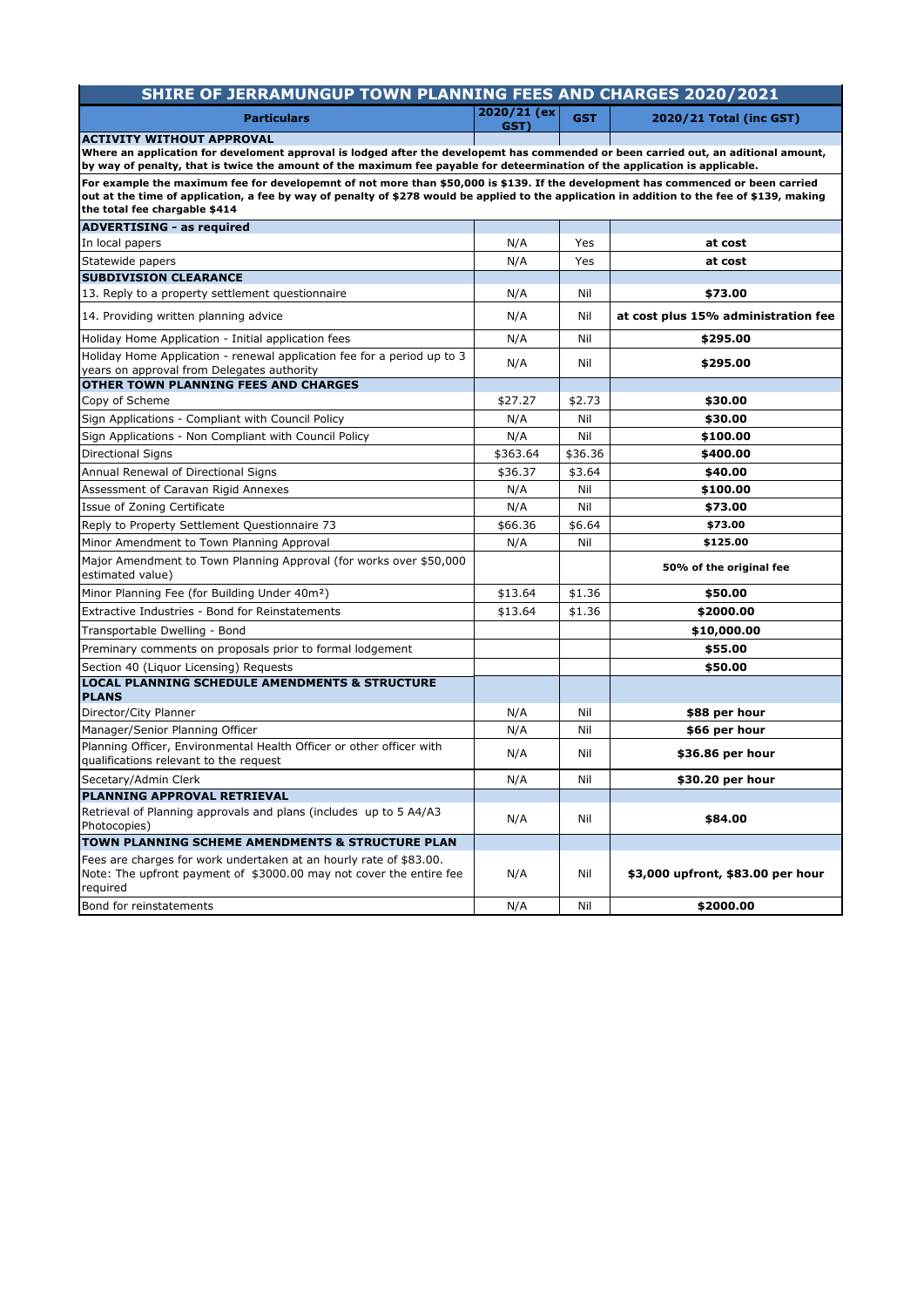| SHIRE OF JERRAMUNGUP TOWN PLANNING FEES AND CHARGES 2020/2021 | | | |
|---|---|---|---|
| **Particulars** | **2020/21 (ex GST)** | **GST** | **2020/21 Total (inc GST)** |
| **ACTIVITY WITHOUT APPROVAL** | | | |
| **Where an application for develoment approval is lodged after the developemt has commended or been carried out, an aditional amount, by way of penalty, that is twice the amount of the maximum fee payable for deteermination of the application is applicable.** | | | |
| **For example the maximum fee for developemnt of not more than $50,000 is $139. If the development has commenced or been carried out at the time of application, a fee by way of penalty of $278 would be applied to the application in addition to the fee of $139, making the total fee chargable $414** | | | |
| **ADVERTISING - as required** | | | |
| In local papers | N/A | Yes | **at cost** |
| Statewide papers | N/A | Yes | **at cost** |
| **SUBDIVISION CLEARANCE** | | | |
| 13. Reply to a property settlement questionnaire | N/A | Nil | **$73.00** |
| 14. Providing written planning advice | N/A | Nil | **at cost plus 15% administration fee** |
| Holiday Home Application - Initial application fees | N/A | Nil | **$295.00** |
| Holiday Home Application - renewal application fee for a period up to 3 years on approval from Delegates authority | N/A | Nil | **$295.00** |
| **OTHER TOWN PLANNING FEES AND CHARGES** | | | |
| Copy of Scheme | $27.27 | $2.73 | **$30.00** |
| Sign Applications - Compliant with Council Policy | N/A | Nil | **$30.00** |
| Sign Applications - Non Compliant with Council Policy | N/A | Nil | **$100.00** |
| Directional Signs | $363.64 | $36.36 | **$400.00** |
| Annual Renewal of Directional Signs | $36.37 | $3.64 | **$40.00** |
| Assessment of Caravan Rigid Annexes | N/A | Nil | **$100.00** |
| Issue of Zoning Certificate | N/A | Nil | **$73.00** |
| Reply to Property Settlement Questionnaire 73 | $66.36 | $6.64 | **$73.00** |
| Minor Amendment to Town Planning Approval | N/A | Nil | **$125.00** |
| Major Amendment to Town Planning Approval (for works over $50,000 estimated value) | | | **50% of the original fee** |
| Minor Planning Fee (for Building Under 40m²) | $13.64 | $1.36 | **$50.00** |
| Extractive Industries - Bond for Reinstatements | $13.64 | $1.36 | **$2000.00** |
| Transportable Dwelling - Bond | | | **$10,000.00** |
| Preminary comments on proposals prior to formal lodgement | | | **$55.00** |
| Section 40 (Liquor Licensing) Requests | | | **$50.00** |
| **LOCAL PLANNING SCHEDULE AMENDMENTS & STRUCTURE PLANS** | | | |
| Director/City Planner | N/A | Nil | **$88 per hour** |
| Manager/Senior Planning Officer | N/A | Nil | **$66 per hour** |
| Planning Officer, Environmental Health Officer or other officer with qualifications relevant to the request | N/A | Nil | **$36.86 per hour** |
| Secetary/Admin Clerk | N/A | Nil | **$30.20 per hour** |
| **PLANNING APPROVAL RETRIEVAL** | | | |
| Retrieval of Planning approvals and plans (includes up to 5 A4/A3 Photocopies) | N/A | Nil | **$84.00** |
| **TOWN PLANNING SCHEME AMENDMENTS & STRUCTURE PLAN** | | | |
| Fees are charges for work undertaken at an hourly rate of $83.00. Note: The upfront payment of $3000.00 may not cover the entire fee required | N/A | Nil | **$3,000 upfront, $83.00 per hour** |
| Bond for reinstatements | N/A | Nil | **$2000.00** |